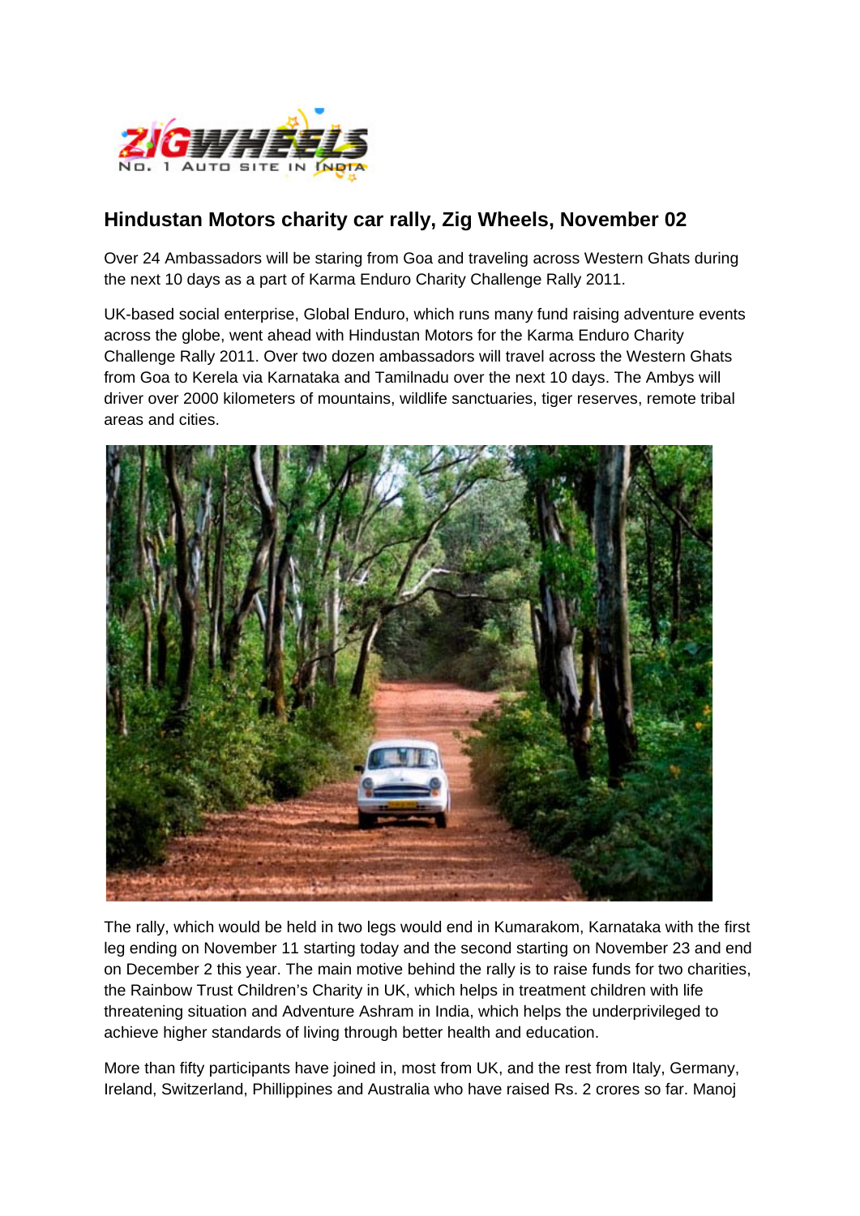## Hindustan Motors charity car rally, Zig Wheels, November 02

Over 24 Ambassadors will be staring from Goa and traveling across Western Ghats during the next 10 days as a part of Karma Enduro Charity Challenge Rally 2011.

UK-based social enterprise, Global Enduro, which runs many fund raising adventure events across the globe, went ahead with Hindustan Motors for the Karma Enduro Charity Challenge Rally 2011. Over two dozen ambassadors will travel across the Western Ghats from Goa to Kerela via Karnataka and Tamilnadu over the next 10 days. The Ambys will driver over 2000 kilometers of mountains, wildlife sanctuaries, tiger reserves, remote tribal areas and cities.

The rally, which would be held in two legs would end in Kumarakom, Karnataka with the first leg ending on November 11 starting today and the second starting on November 23 and end on December 2 this year. The main motive behind the rally is to raise funds for two charities, the Rainbow Trust Children's Charity in UK, which helps in treatment children with life threatening situation and Adventure Ashram in India, which helps the underprivileged to achieve higher standards of living through better health and education.

More than fifty participants have joined in, most from UK, and the rest from Italy, Germany, Ireland, Switzerland, Phillippines and Australia who have raised Rs. 2 crores so far. Manoj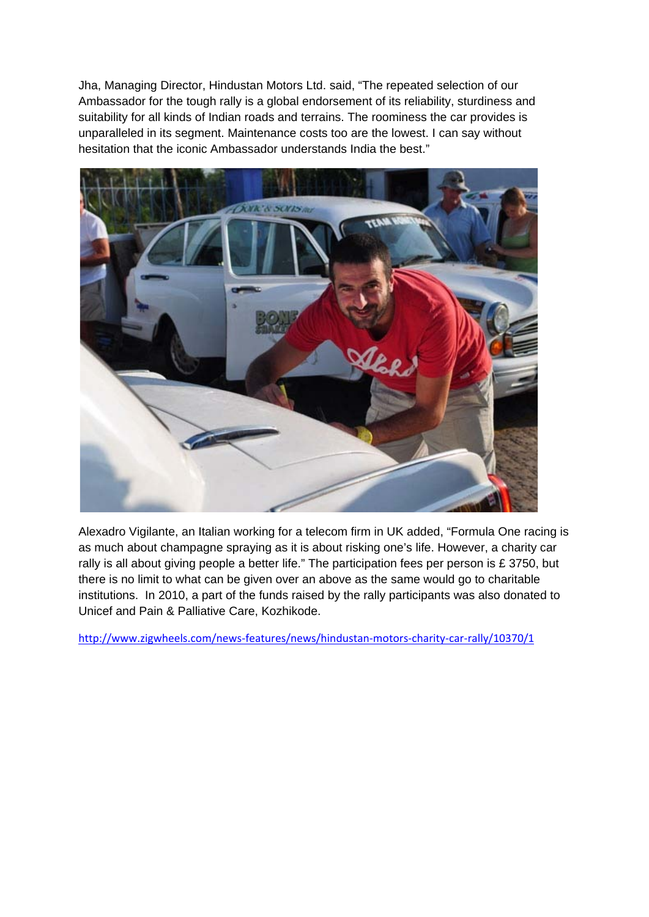Jha, Managing Director, Hindustan Motors Ltd. said, "The repeated selection of our Ambassador for the tough rally is a global endorsement of its reliability, sturdiness and suitability for all kinds of Indian roads and terrains. The roominess the car provides is unparalleled in its segment. Maintenance costs too are the lowest. I can say without hesitation that the iconic Ambassador understands India the best."

Alexadro Vigilante, an Italian working for a telecom firm in UK added, "Formula One racing is as much about champagne spraying as it is about risking one's life. However, a charity car rally is all about giving people a better life." The participation fees per person is £ 3750, but there is no limit to what can be given over an above as the same would go to charitable institutions. In 2010, a part of the funds raised by the rally participants was also donated to Unicef and Pain & Palliative Care, Kozhikode.

http://www.zigwheels.com/news-features/news/hindustan-motors-charity-car-rally/10370/1